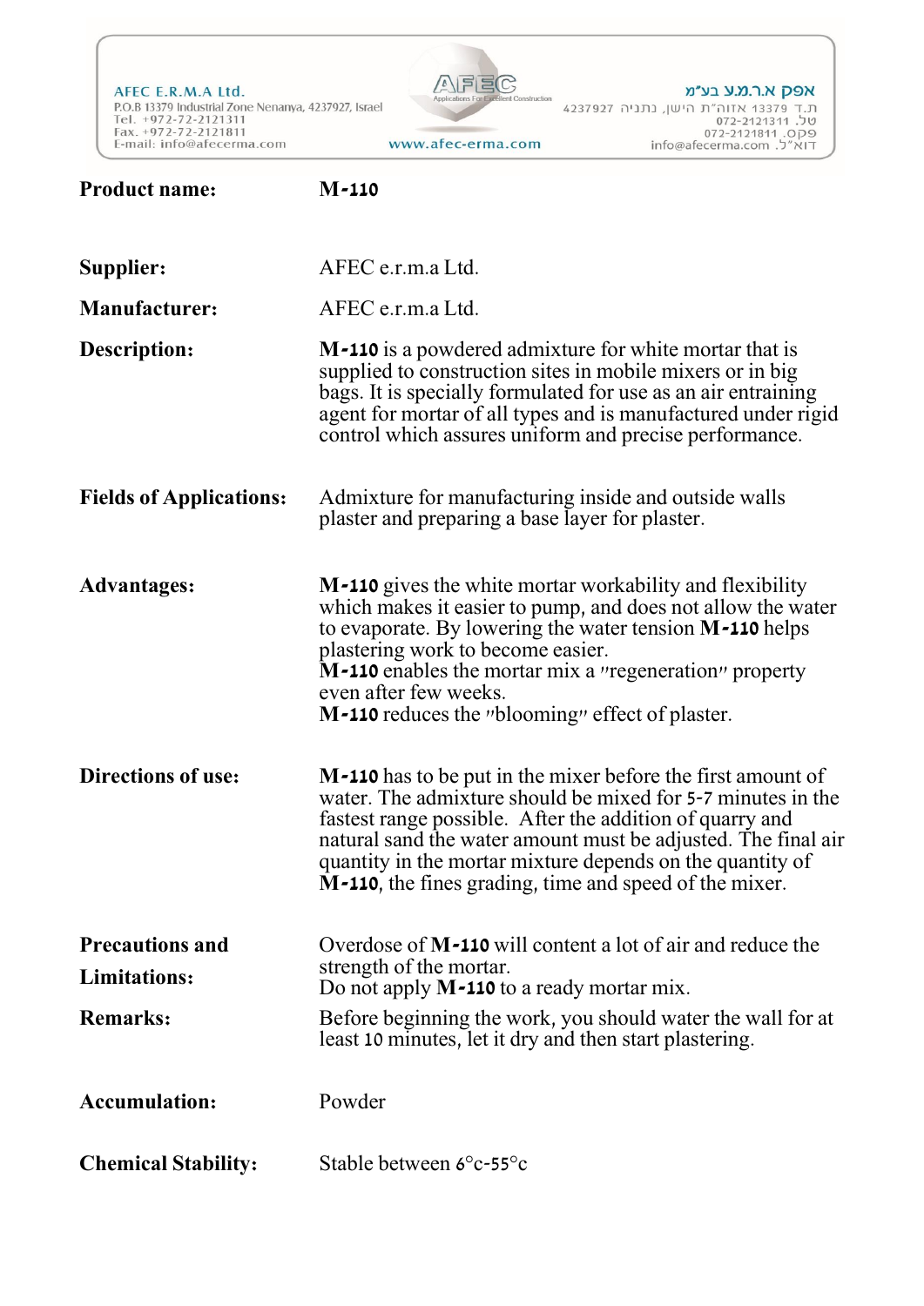AFEC E.R.M.A Ltd.
P.O.B 13379 Industrial Zone Nenanya, 4237927, Israel
Tel. +972-72-2121311
Fax. +972-72-2121811
E-mail: info@afecerma.com

AFEC Applications For Excellent Construction
www.afec-erma.com

אפק א.ר.מ.ע בע"מ
ת.ד 13379 אזוה"ת הישן, נתניה 4237927
טל. 072-2121311
פקס. 072-2121811
דוא"ל. info@afecerma.com

| | |
|---|---|
| **Product name:** | **M-110** |
| **Supplier:** | AFEC e.r.m.a Ltd. |
| **Manufacturer:** | AFEC e.r.m.a Ltd. |
| **Description:** | **M-110** is a powdered admixture for white mortar that is supplied to construction sites in mobile mixers or in big bags. It is specially formulated for use as an air entraining agent for mortar of all types and is manufactured under rigid control which assures uniform and precise performance. |
| **Fields of Applications:** | Admixture for manufacturing inside and outside walls plaster and preparing a base layer for plaster. |
| **Advantages:** | **M-110** gives the white mortar workability and flexibility which makes it easier to pump, and does not allow the water to evaporate. By lowering the water tension **M-110** helps plastering work to become easier. **M-110** enables the mortar mix a "regeneration" property even after few weeks. **M-110** reduces the "blooming" effect of plaster. |
| **Directions of use:** | **M-110** has to be put in the mixer before the first amount of water. The admixture should be mixed for 5-7 minutes in the fastest range possible. After the addition of quarry and natural sand the water amount must be adjusted. The final air quantity in the mortar mixture depends on the quantity of **M-110**, the fines grading, time and speed of the mixer. |
| **Precautions and Limitations:** | Overdose of **M-110** will content a lot of air and reduce the strength of the mortar. Do not apply **M-110** to a ready mortar mix. |
| **Remarks:** | Before beginning the work, you should water the wall for at least 10 minutes, let it dry and then start plastering. |
| **Accumulation:** | Powder |
| **Chemical Stability:** | Stable between 6°c-55°c |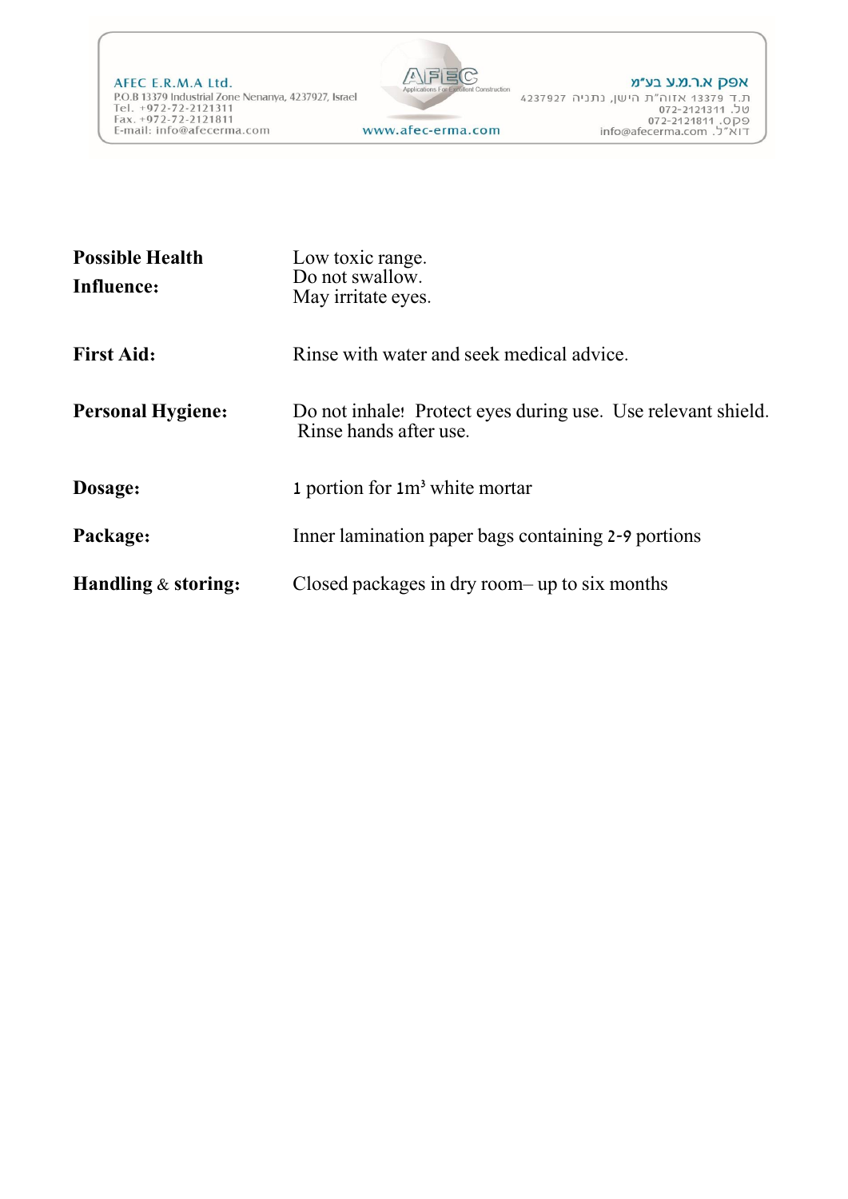**Possible Health Influence:** Low toxic range.
Do not swallow.
May irritate eyes.

**First Aid:** Rinse with water and seek medical advice.

**Personal Hygiene:** Do not inhale! Protect eyes during use. Use relevant shield. Rinse hands after use.

**Dosage:** 1 portion for 1m³ white mortar

**Package:** Inner lamination paper bags containing 2-9 portions

**Handling & storing:** Closed packages in dry room– up to six months